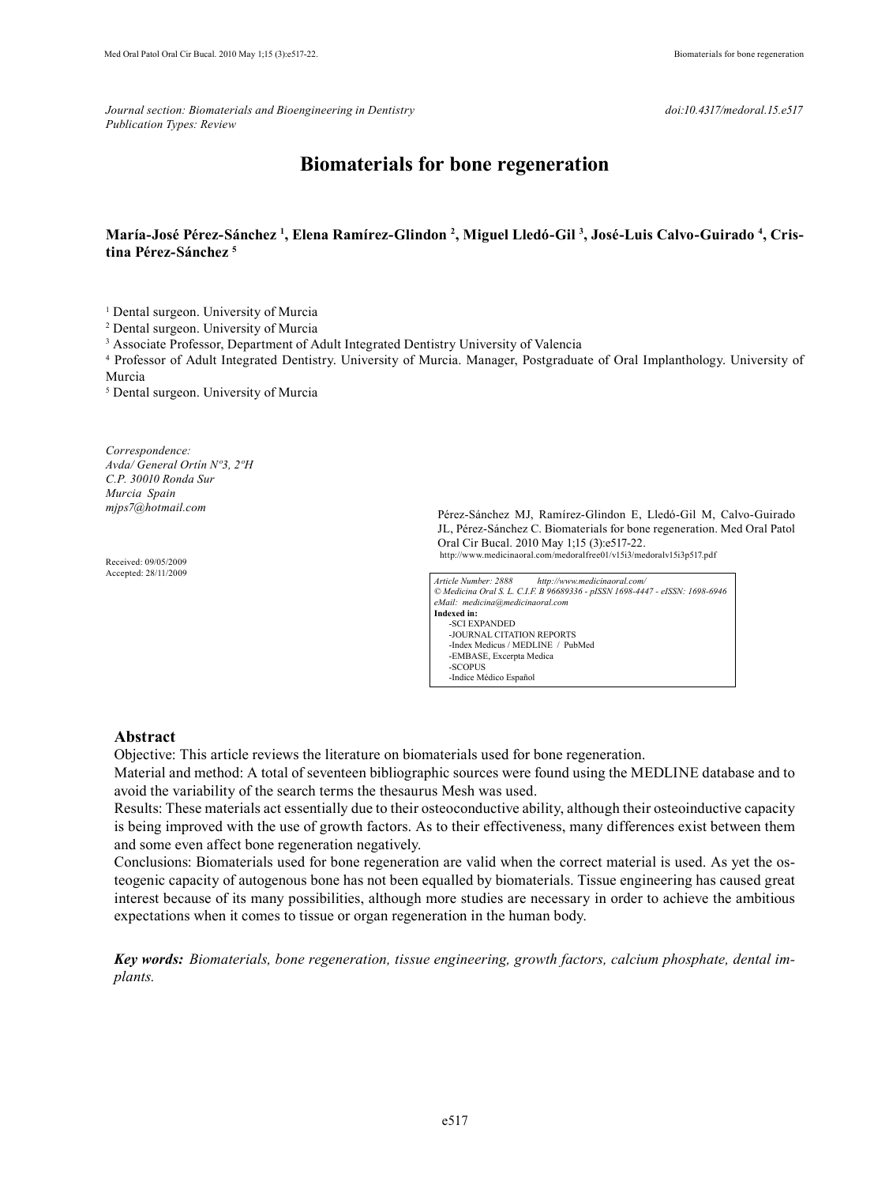*Journal section: Biomaterials and Bioengineering in Dentistry*
*Publication Types: Review*

doi:10.4317/medoral.15.e517

# Biomaterials for bone regeneration

**María-José Pérez-Sánchez [1], Elena Ramírez-Glindon [2], Miguel Lledó-Gil [3], José-Luis Calvo-Guirado [4], Cristina Pérez-Sánchez [5]**

[1] Dental surgeon. University of Murcia
[2] Dental surgeon. University of Murcia
[3] Associate Professor, Department of Adult Integrated Dentistry University of Valencia
[4] Professor of Adult Integrated Dentistry. University of Murcia. Manager, Postgraduate of Oral Implanthology. University of Murcia
[5] Dental surgeon. University of Murcia

*Correspondence:*
*Avda/ General Ortín Nº3, 2ºH*
*C.P. 30010 Ronda Sur*
*Murcia Spain*
*mjps7@hotmail.com*

Received: 09/05/2009
Accepted: 28/11/2009

Pérez-Sánchez MJ, Ramírez-Glindon E, Lledó-Gil M, Calvo-Guirado JL, Pérez-Sánchez C. Biomaterials for bone regeneration. Med Oral Patol Oral Cir Bucal. 2010 May 1;15 (3):e517-22.
http://www.medicinaoral.com/medoralfree01/v15i3/medoralv15i3p517.pdf

*Article Number: 2888 http://www.medicinaoral.com/*
*© Medicina Oral S. L. C.I.F. B 96689336 - pISSN 1698-4447 - eISSN: 1698-6946*
*eMail: medicina@medicinaoral.com*
**Indexed in:**
- SCI EXPANDED
- JOURNAL CITATION REPORTS
- Index Medicus / MEDLINE / PubMed
- EMBASE, Excerpta Medica
- SCOPUS
- Indice Médico Español

## Abstract

Objective: This article reviews the literature on biomaterials used for bone regeneration.

Material and method: A total of seventeen bibliographic sources were found using the MEDLINE database and to avoid the variability of the search terms the thesaurus Mesh was used.

Results: These materials act essentially due to their osteoconductive ability, although their osteoinductive capacity is being improved with the use of growth factors. As to their effectiveness, many differences exist between them and some even affect bone regeneration negatively.

Conclusions: Biomaterials used for bone regeneration are valid when the correct material is used. As yet the osteogenic capacity of autogenous bone has not been equalled by biomaterials. Tissue engineering has caused great interest because of its many possibilities, although more studies are necessary in order to achieve the ambitious expectations when it comes to tissue or organ regeneration in the human body.

***Key words:*** *Biomaterials, bone regeneration, tissue engineering, growth factors, calcium phosphate, dental implants.*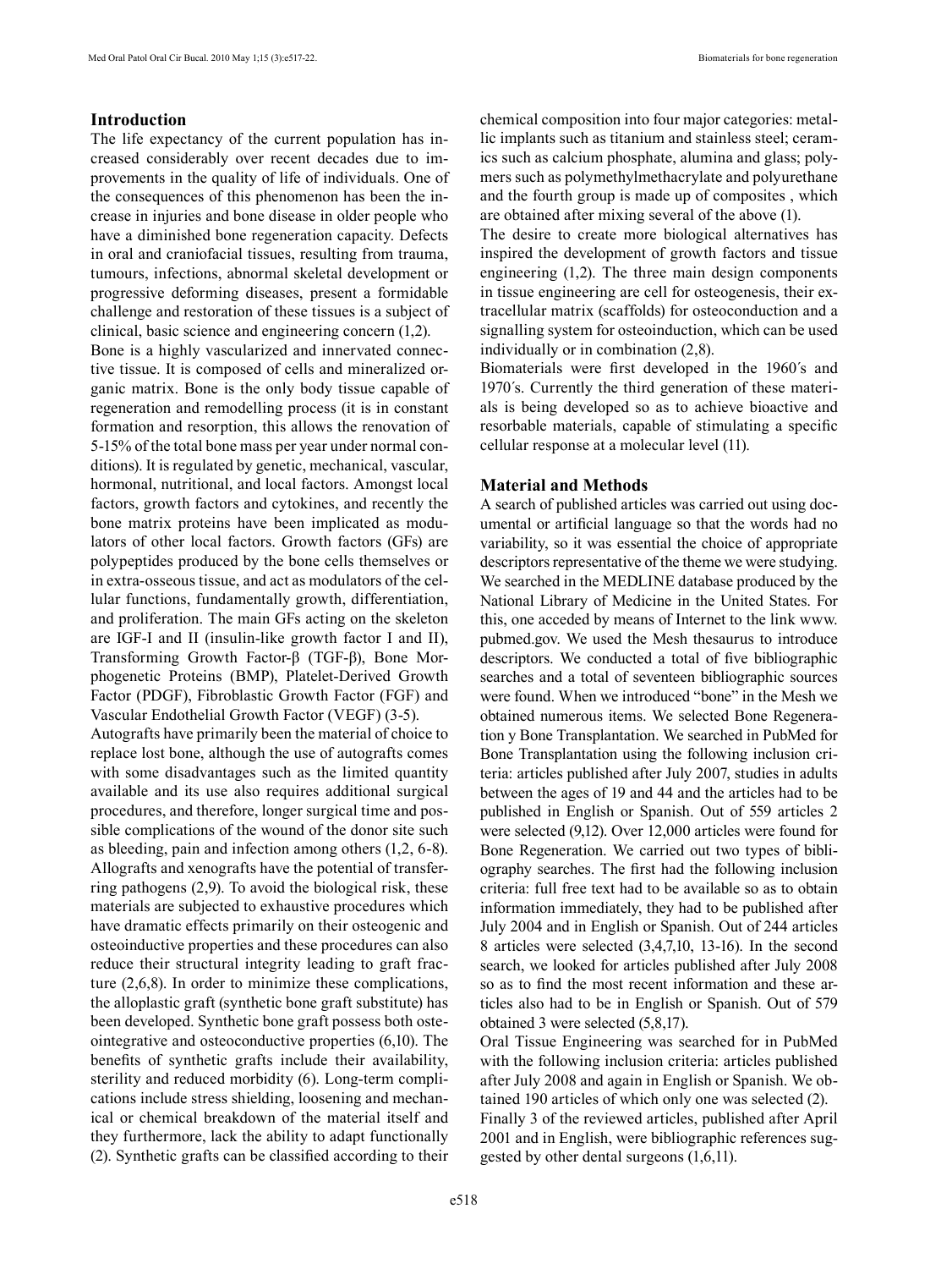## Introduction

The life expectancy of the current population has increased considerably over recent decades due to improvements in the quality of life of individuals. One of the consequences of this phenomenon has been the increase in injuries and bone disease in older people who have a diminished bone regeneration capacity. Defects in oral and craniofacial tissues, resulting from trauma, tumours, infections, abnormal skeletal development or progressive deforming diseases, present a formidable challenge and restoration of these tissues is a subject of clinical, basic science and engineering concern (1,2).

Bone is a highly vascularized and innervated connective tissue. It is composed of cells and mineralized organic matrix. Bone is the only body tissue capable of regeneration and remodelling process (it is in constant formation and resorption, this allows the renovation of 5-15% of the total bone mass per year under normal conditions). It is regulated by genetic, mechanical, vascular, hormonal, nutritional, and local factors. Amongst local factors, growth factors and cytokines, and recently the bone matrix proteins have been implicated as modulators of other local factors. Growth factors (GFs) are polypeptides produced by the bone cells themselves or in extra-osseous tissue, and act as modulators of the cellular functions, fundamentally growth, differentiation, and proliferation. The main GFs acting on the skeleton are IGF-I and II (insulin-like growth factor I and II), Transforming Growth Factor-β (TGF-β), Bone Morphogenetic Proteins (BMP), Platelet-Derived Growth Factor (PDGF), Fibroblastic Growth Factor (FGF) and Vascular Endothelial Growth Factor (VEGF) (3-5).

Autografts have primarily been the material of choice to replace lost bone, although the use of autografts comes with some disadvantages such as the limited quantity available and its use also requires additional surgical procedures, and therefore, longer surgical time and possible complications of the wound of the donor site such as bleeding, pain and infection among others (1,2, 6-8). Allografts and xenografts have the potential of transferring pathogens (2,9). To avoid the biological risk, these materials are subjected to exhaustive procedures which have dramatic effects primarily on their osteogenic and osteoinductive properties and these procedures can also reduce their structural integrity leading to graft fracture (2,6,8). In order to minimize these complications, the alloplastic graft (synthetic bone graft substitute) has been developed. Synthetic bone graft possess both osteointegrative and osteoconductive properties (6,10). The benefits of synthetic grafts include their availability, sterility and reduced morbidity (6). Long-term complications include stress shielding, loosening and mechanical or chemical breakdown of the material itself and they furthermore, lack the ability to adapt functionally (2). Synthetic grafts can be classified according to their chemical composition into four major categories: metallic implants such as titanium and stainless steel; ceramics such as calcium phosphate, alumina and glass; polymers such as polymethylmethacrylate and polyurethane and the fourth group is made up of composites , which are obtained after mixing several of the above (1).

The desire to create more biological alternatives has inspired the development of growth factors and tissue engineering (1,2). The three main design components in tissue engineering are cell for osteogenesis, their extracellular matrix (scaffolds) for osteoconduction and a signalling system for osteoinduction, which can be used individually or in combination (2,8).

Biomaterials were first developed in the 1960´s and 1970´s. Currently the third generation of these materials is being developed so as to achieve bioactive and resorbable materials, capable of stimulating a specific cellular response at a molecular level (11).

## Material and Methods

A search of published articles was carried out using documental or artificial language so that the words had no variability, so it was essential the choice of appropriate descriptors representative of the theme we were studying. We searched in the MEDLINE database produced by the National Library of Medicine in the United States. For this, one acceded by means of Internet to the link www.pubmed.gov. We used the Mesh thesaurus to introduce descriptors. We conducted a total of five bibliographic searches and a total of seventeen bibliographic sources were found. When we introduced "bone" in the Mesh we obtained numerous items. We selected Bone Regeneration y Bone Transplantation. We searched in PubMed for Bone Transplantation using the following inclusion criteria: articles published after July 2007, studies in adults between the ages of 19 and 44 and the articles had to be published in English or Spanish. Out of 559 articles 2 were selected (9,12). Over 12,000 articles were found for Bone Regeneration. We carried out two types of bibliography searches. The first had the following inclusion criteria: full free text had to be available so as to obtain information immediately, they had to be published after July 2004 and in English or Spanish. Out of 244 articles 8 articles were selected (3,4,7,10, 13-16). In the second search, we looked for articles published after July 2008 so as to find the most recent information and these articles also had to be in English or Spanish. Out of 579 obtained 3 were selected (5,8,17).

Oral Tissue Engineering was searched for in PubMed with the following inclusion criteria: articles published after July 2008 and again in English or Spanish. We obtained 190 articles of which only one was selected (2).

Finally 3 of the reviewed articles, published after April 2001 and in English, were bibliographic references suggested by other dental surgeons (1,6,11).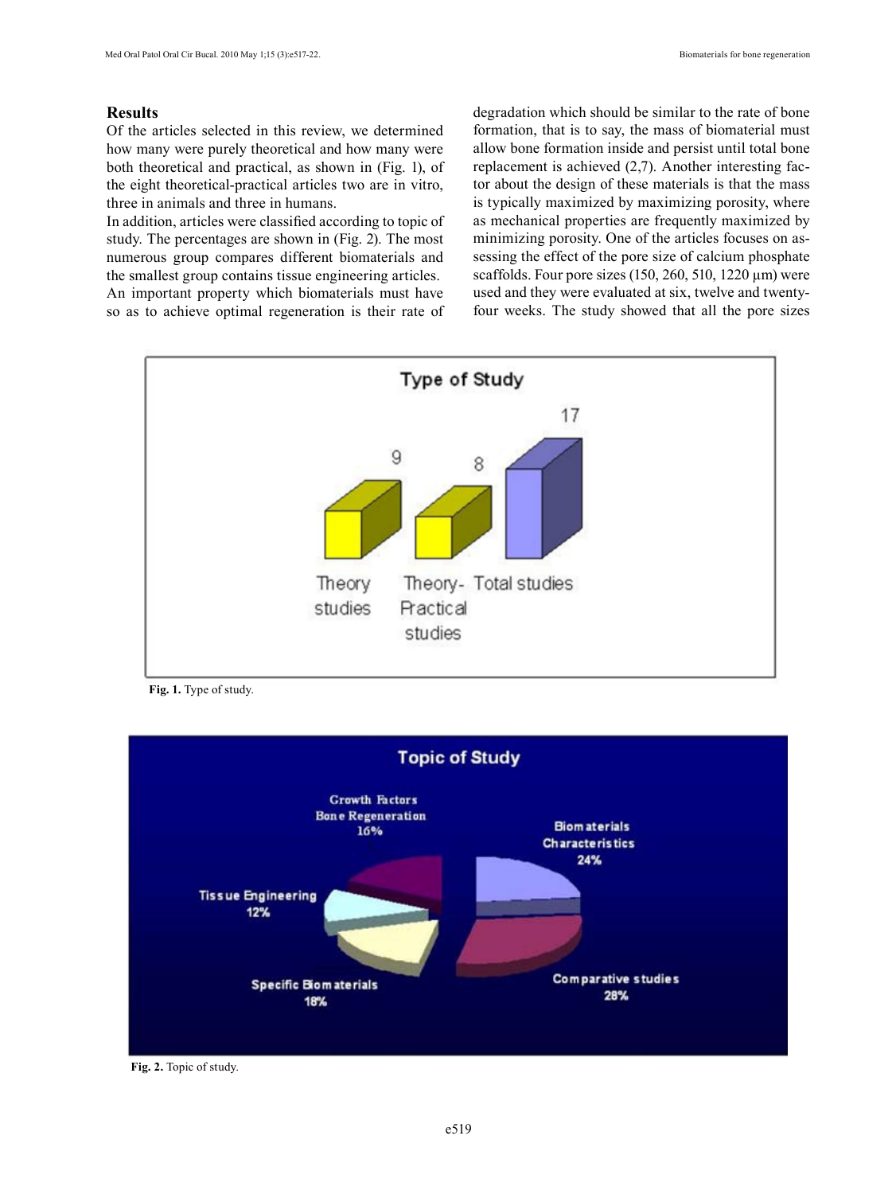## Results

Of the articles selected in this review, we determined how many were purely theoretical and how many were both theoretical and practical, as shown in (Fig. 1), of the eight theoretical-practical articles two are in vitro, three in animals and three in humans.

In addition, articles were classified according to topic of study. The percentages are shown in (Fig. 2). The most numerous group compares different biomaterials and the smallest group contains tissue engineering articles.

An important property which biomaterials must have so as to achieve optimal regeneration is their rate of degradation which should be similar to the rate of bone formation, that is to say, the mass of biomaterial must allow bone formation inside and persist until total bone replacement is achieved (2,7). Another interesting factor about the design of these materials is that the mass is typically maximized by maximizing porosity, where as mechanical properties are frequently maximized by minimizing porosity. One of the articles focuses on assessing the effect of the pore size of calcium phosphate scaffolds. Four pore sizes (150, 260, 510, 1220 μm) were used and they were evaluated at six, twelve and twenty-four weeks. The study showed that all the pore sizes

**Fig. 1.** Type of study.

**Fig. 2.** Topic of study.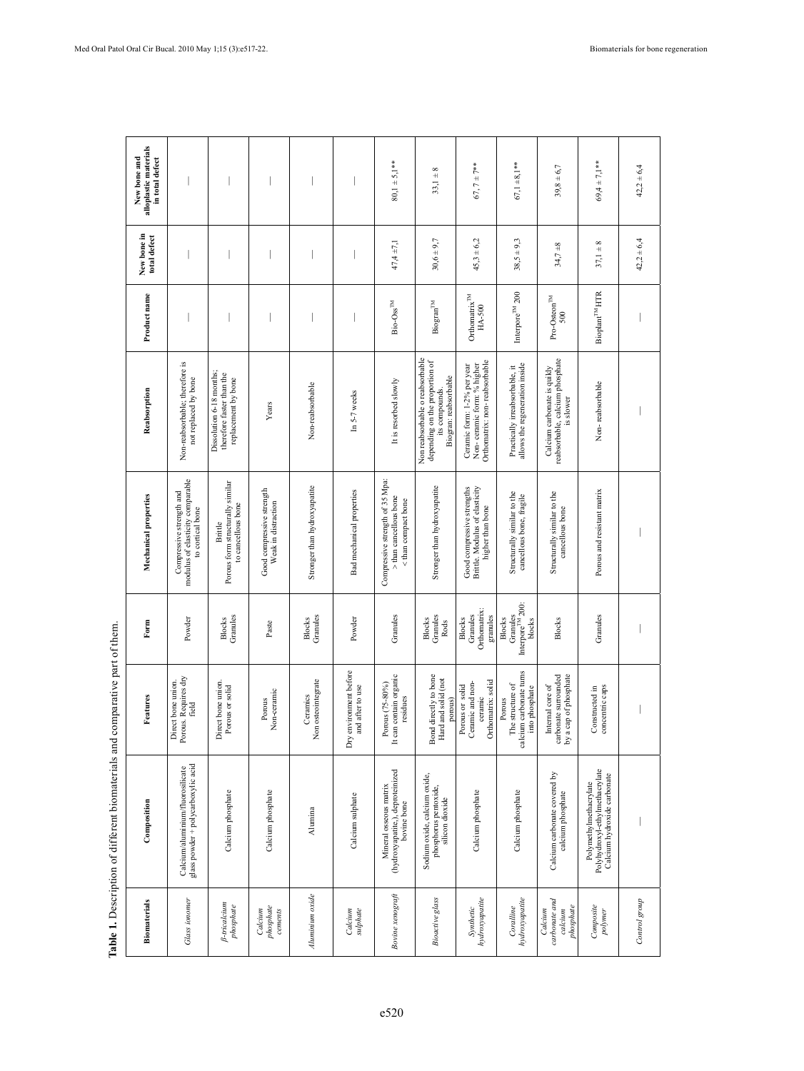**Table 1.** Description of different biomaterials and comparative part of them.

| Biomaterials | Composition | Features | Form | Mechanical properties | Reabsorption | Product name | New bone in total defect | New bone and alloplastic materials in total defect |
|---|---|---|---|---|---|---|---|---|
| *Glass ionomer* | Calcium/aluminium/fluorosilicate glass powder + polycarboxylic acid | Direct bone union. Porous. Requires dry field | Powder | Compressive strength and modulus of elasticity comparable to cortical bone | Non-reabsorbable; therefore is not replaced by bone | — | — | — |
| *β-tricalcium phosphate* | Calcium phosphate | Direct bone union. Porous or solid | Blocks Granules | Brittle Porous form structurally similar to cancellous bone | Dissolution 6-18 months; therefore faster than the replacement by bone | — | — | — |
| *Calcium phosphate cements* | Calcium phosphate | Porous Non-ceramic | Paste | Good compressive strength Weak in distraction | Years | — | — | — |
| *Aluminium oxide* | Alumina | Ceramics Non osteointegrate | Blocks Granules | Stronger than hydroxyapatite | Non-reabsorbable | — | — | — |
| *Calcium sulphate* | Calcium sulphate | Dry environment before and after to use | Powder | Bad mechanical properties | In 5-7 weeks | — | — | — |
| *Bovine xenograft* | Mineral osseous matrix (hydroxyapatite,), deproteinized bovine bone | Porous (75-80%) It can contain organic residues | Granules | Compressive strength of 35 Mpa: > than cancellous bone < than compact bone | It is resorbed slowly | Bio-Oss™ | 47,4 ±7,1 | 80,1 ± 5,1** |
| *Bioactive glass* | Sodium oxide, calcium oxide, phosphorus pentoxide, silicon dioxide | Bond directly to bone Hard and solid (not porous) | Blocks Granules Rods | Stronger than hydroxyapatite | Non reabsorbable o reabsorbable depending on the proportion of its compounds. Biogran: reabsorbable | Biogran™ | 30,6 ± 9,7 | 33,1 ± 8 |
| *Synthetic hydroxyapatite* | Calcium phosphate | Porous or solid Ceramic and non-ceramic Orthomatrix: solid | Blocks Granules Orthomatrix: granules | Good compressive strengths Brittle. Modulus of elasticity higher than bone | Ceramic form: 1-2% per year Non- ceramic form: % higher Orthomatrix: non- reabsorbable | Orthomatrix™ HA-500 | 45,3 ± 6,2 | 67, 7 ± 7** |
| *Coralline hydroxyapatite* | Calcium phosphate | Porous The structure of calcium carbonate turns into phosphate | Blocks Granules Interpore™ 200: blocks | Structurally similar to the cancellous bone, fragile | Practically irreabsorbable, it allows the regeneration inside | Interpore™ 200 | 38,5 ± 9,3 | 67,1 ± 8,1** |
| *Calcium carbonate and calcium phosphate* | Calcium carbonate covered by calcium phosphate | Internal core of carbonate surrounded by a cap of phosphate | Blocks | Structurally similar to the cancellous bone | Calcium carbonate is quikly reabsorbable, calcium phosphate is slower | Pro-Osteon™ 500 | 34,7 ±8 | 39,8 ± 6,7 |
| *Composite polymer* | Polymethylmethacrylate Polyhydroxyl-ethylmethacrylate Calcium hydroxide carbonate | Constructed in concentric caps | Granules | Porous and resistant matrix | Non- reabsorbable | Bioplant™ HTR | 37,1 ± 8 | 69,4 ± 7,1** |
| *Control group* | — | — | — | — | — | — | 42,2 ± 6,4 | 42,2 ± 6,4 |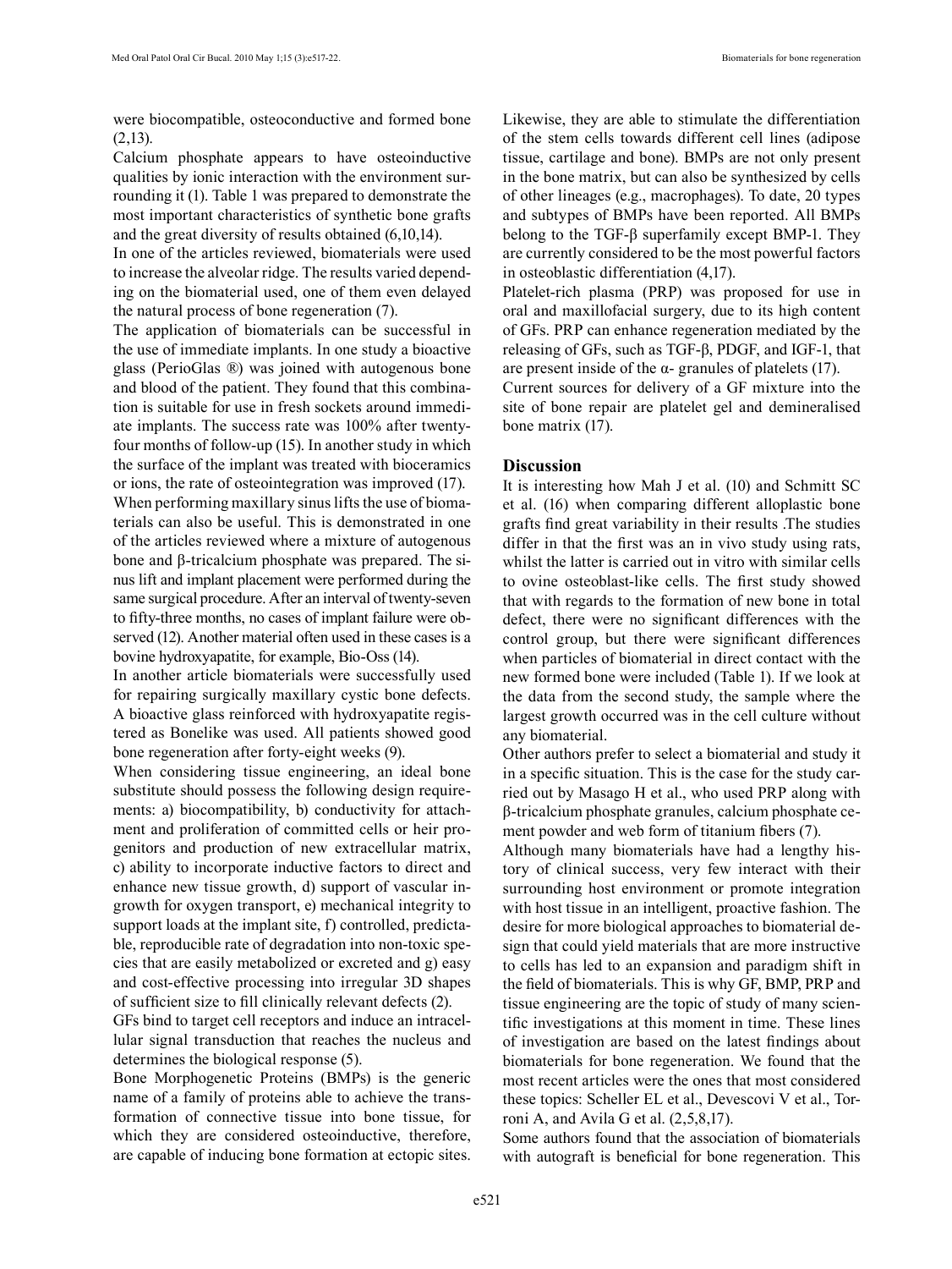were biocompatible, osteoconductive and formed bone (2,13).

Calcium phosphate appears to have osteoinductive qualities by ionic interaction with the environment surrounding it (1). Table 1 was prepared to demonstrate the most important characteristics of synthetic bone grafts and the great diversity of results obtained (6,10,14).

In one of the articles reviewed, biomaterials were used to increase the alveolar ridge. The results varied depending on the biomaterial used, one of them even delayed the natural process of bone regeneration (7).

The application of biomaterials can be successful in the use of immediate implants. In one study a bioactive glass (PerioGlas ®) was joined with autogenous bone and blood of the patient. They found that this combination is suitable for use in fresh sockets around immediate implants. The success rate was 100% after twenty-four months of follow-up (15). In another study in which the surface of the implant was treated with bioceramics or ions, the rate of osteointegration was improved (17).

When performing maxillary sinus lifts the use of biomaterials can also be useful. This is demonstrated in one of the articles reviewed where a mixture of autogenous bone and β-tricalcium phosphate was prepared. The sinus lift and implant placement were performed during the same surgical procedure. After an interval of twenty-seven to fifty-three months, no cases of implant failure were observed (12). Another material often used in these cases is a bovine hydroxyapatite, for example, Bio-Oss (14).

In another article biomaterials were successfully used for repairing surgically maxillary cystic bone defects. A bioactive glass reinforced with hydroxyapatite registered as Bonelike was used. All patients showed good bone regeneration after forty-eight weeks (9).

When considering tissue engineering, an ideal bone substitute should possess the following design requirements: a) biocompatibility, b) conductivity for attachment and proliferation of committed cells or heir progenitors and production of new extracellular matrix, c) ability to incorporate inductive factors to direct and enhance new tissue growth, d) support of vascular ingrowth for oxygen transport, e) mechanical integrity to support loads at the implant site, f) controlled, predictable, reproducible rate of degradation into non-toxic species that are easily metabolized or excreted and g) easy and cost-effective processing into irregular 3D shapes of sufficient size to fill clinically relevant defects (2).

GFs bind to target cell receptors and induce an intracellular signal transduction that reaches the nucleus and determines the biological response (5).

Bone Morphogenetic Proteins (BMPs) is the generic name of a family of proteins able to achieve the transformation of connective tissue into bone tissue, for which they are considered osteoinductive, therefore, are capable of inducing bone formation at ectopic sites. Likewise, they are able to stimulate the differentiation of the stem cells towards different cell lines (adipose tissue, cartilage and bone). BMPs are not only present in the bone matrix, but can also be synthesized by cells of other lineages (e.g., macrophages). To date, 20 types and subtypes of BMPs have been reported. All BMPs belong to the TGF-β superfamily except BMP-1. They are currently considered to be the most powerful factors in osteoblastic differentiation (4,17).

Platelet-rich plasma (PRP) was proposed for use in oral and maxillofacial surgery, due to its high content of GFs. PRP can enhance regeneration mediated by the releasing of GFs, such as TGF-β, PDGF, and IGF-1, that are present inside of the α- granules of platelets (17).

Current sources for delivery of a GF mixture into the site of bone repair are platelet gel and demineralised bone matrix (17).

## Discussion

It is interesting how Mah J et al. (10) and Schmitt SC et al. (16) when comparing different alloplastic bone grafts find great variability in their results .The studies differ in that the first was an in vivo study using rats, whilst the latter is carried out in vitro with similar cells to ovine osteoblast-like cells. The first study showed that with regards to the formation of new bone in total defect, there were no significant differences with the control group, but there were significant differences when particles of biomaterial in direct contact with the new formed bone were included (Table 1). If we look at the data from the second study, the sample where the largest growth occurred was in the cell culture without any biomaterial.

Other authors prefer to select a biomaterial and study it in a specific situation. This is the case for the study carried out by Masago H et al., who used PRP along with β-tricalcium phosphate granules, calcium phosphate cement powder and web form of titanium fibers (7).

Although many biomaterials have had a lengthy history of clinical success, very few interact with their surrounding host environment or promote integration with host tissue in an intelligent, proactive fashion. The desire for more biological approaches to biomaterial design that could yield materials that are more instructive to cells has led to an expansion and paradigm shift in the field of biomaterials. This is why GF, BMP, PRP and tissue engineering are the topic of study of many scientific investigations at this moment in time. These lines of investigation are based on the latest findings about biomaterials for bone regeneration. We found that the most recent articles were the ones that most considered these topics: Scheller EL et al., Devescovi V et al., Torroni A, and Avila G et al. (2,5,8,17).

Some authors found that the association of biomaterials with autograft is beneficial for bone regeneration. This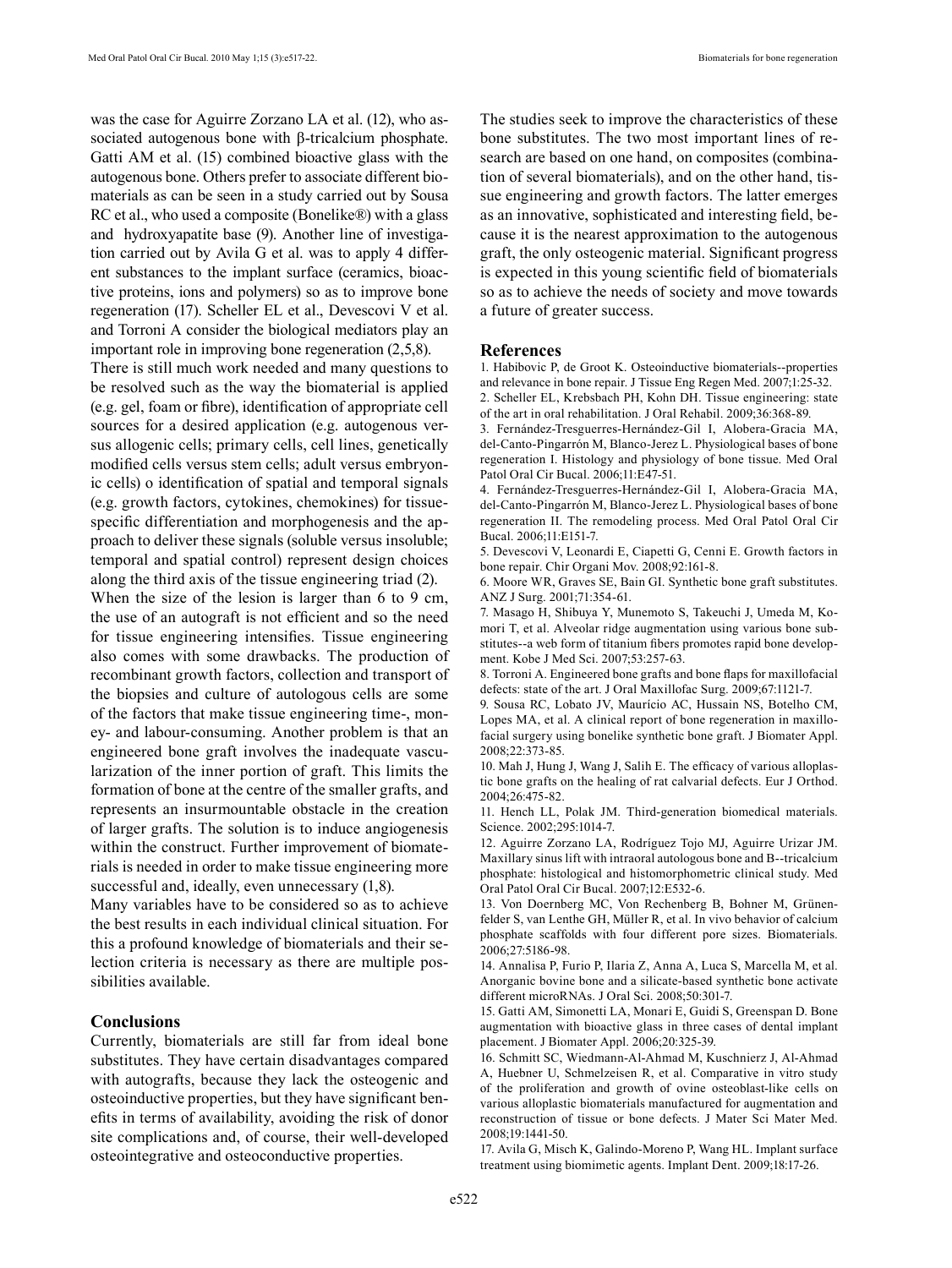was the case for Aguirre Zorzano LA et al. (12), who associated autogenous bone with β-tricalcium phosphate. Gatti AM et al. (15) combined bioactive glass with the autogenous bone. Others prefer to associate different biomaterials as can be seen in a study carried out by Sousa RC et al., who used a composite (Bonelike®) with a glass and hydroxyapatite base (9). Another line of investigation carried out by Avila G et al. was to apply 4 different substances to the implant surface (ceramics, bioactive proteins, ions and polymers) so as to improve bone regeneration (17). Scheller EL et al., Devescovi V et al. and Torroni A consider the biological mediators play an important role in improving bone regeneration (2,5,8).

There is still much work needed and many questions to be resolved such as the way the biomaterial is applied (e.g. gel, foam or fibre), identification of appropriate cell sources for a desired application (e.g. autogenous versus allogenic cells; primary cells, cell lines, genetically modified cells versus stem cells; adult versus embryonic cells) o identification of spatial and temporal signals (e.g. growth factors, cytokines, chemokines) for tissue-specific differentiation and morphogenesis and the approach to deliver these signals (soluble versus insoluble; temporal and spatial control) represent design choices along the third axis of the tissue engineering triad (2).

When the size of the lesion is larger than 6 to 9 cm, the use of an autograft is not efficient and so the need for tissue engineering intensifies. Tissue engineering also comes with some drawbacks. The production of recombinant growth factors, collection and transport of the biopsies and culture of autologous cells are some of the factors that make tissue engineering time-, money- and labour-consuming. Another problem is that an engineered bone graft involves the inadequate vascularization of the inner portion of graft. This limits the formation of bone at the centre of the smaller grafts, and represents an insurmountable obstacle in the creation of larger grafts. The solution is to induce angiogenesis within the construct. Further improvement of biomaterials is needed in order to make tissue engineering more successful and, ideally, even unnecessary (1,8).

Many variables have to be considered so as to achieve the best results in each individual clinical situation. For this a profound knowledge of biomaterials and their selection criteria is necessary as there are multiple possibilities available.

## Conclusions

Currently, biomaterials are still far from ideal bone substitutes. They have certain disadvantages compared with autografts, because they lack the osteogenic and osteoinductive properties, but they have significant benefits in terms of availability, avoiding the risk of donor site complications and, of course, their well-developed osteointegrative and osteoconductive properties.

The studies seek to improve the characteristics of these bone substitutes. The two most important lines of research are based on one hand, on composites (combination of several biomaterials), and on the other hand, tissue engineering and growth factors. The latter emerges as an innovative, sophisticated and interesting field, because it is the nearest approximation to the autogenous graft, the only osteogenic material. Significant progress is expected in this young scientific field of biomaterials so as to achieve the needs of society and move towards a future of greater success.

## References

1. Habibovic P, de Groot K. Osteoinductive biomaterials--properties and relevance in bone repair. J Tissue Eng Regen Med. 2007;1:25-32.
2. Scheller EL, Krebsbach PH, Kohn DH. Tissue engineering: state of the art in oral rehabilitation. J Oral Rehabil. 2009;36:368-89.
3. Fernández-Tresguerres-Hernández-Gil I, Alobera-Gracia MA, del-Canto-Pingarrón M, Blanco-Jerez L. Physiological bases of bone regeneration I. Histology and physiology of bone tissue. Med Oral Patol Oral Cir Bucal. 2006;11:E47-51.
4. Fernández-Tresguerres-Hernández-Gil I, Alobera-Gracia MA, del-Canto-Pingarrón M, Blanco-Jerez L. Physiological bases of bone regeneration II. The remodeling process. Med Oral Patol Oral Cir Bucal. 2006;11:E151-7.
5. Devescovi V, Leonardi E, Ciapetti G, Cenni E. Growth factors in bone repair. Chir Organi Mov. 2008;92:161-8.
6. Moore WR, Graves SE, Bain GI. Synthetic bone graft substitutes. ANZ J Surg. 2001;71:354-61.
7. Masago H, Shibuya Y, Munemoto S, Takeuchi J, Umeda M, Komori T, et al. Alveolar ridge augmentation using various bone substitutes--a web form of titanium fibers promotes rapid bone development. Kobe J Med Sci. 2007;53:257-63.
8. Torroni A. Engineered bone grafts and bone flaps for maxillofacial defects: state of the art. J Oral Maxillofac Surg. 2009;67:1121-7.
9. Sousa RC, Lobato JV, Maurício AC, Hussain NS, Botelho CM, Lopes MA, et al. A clinical report of bone regeneration in maxillofacial surgery using bonelike synthetic bone graft. J Biomater Appl. 2008;22:373-85.
10. Mah J, Hung J, Wang J, Salih E. The efficacy of various alloplastic bone grafts on the healing of rat calvarial defects. Eur J Orthod. 2004;26:475-82.
11. Hench LL, Polak JM. Third-generation biomedical materials. Science. 2002;295:1014-7.
12. Aguirre Zorzano LA, Rodríguez Tojo MJ, Aguirre Urizar JM. Maxillary sinus lift with intraoral autologous bone and B--tricalcium phosphate: histological and histomorphometric clinical study. Med Oral Patol Oral Cir Bucal. 2007;12:E532-6.
13. Von Doernberg MC, Von Rechenberg B, Bohner M, Grünenfelder S, van Lenthe GH, Müller R, et al. In vivo behavior of calcium phosphate scaffolds with four different pore sizes. Biomaterials. 2006;27:5186-98.
14. Annalisa P, Furio P, Ilaria Z, Anna A, Luca S, Marcella M, et al. Anorganic bovine bone and a silicate-based synthetic bone activate different microRNAs. J Oral Sci. 2008;50:301-7.
15. Gatti AM, Simonetti LA, Monari E, Guidi S, Greenspan D. Bone augmentation with bioactive glass in three cases of dental implant placement. J Biomater Appl. 2006;20:325-39.
16. Schmitt SC, Wiedmann-Al-Ahmad M, Kuschnierz J, Al-Ahmad A, Huebner U, Schmelzeisen R, et al. Comparative in vitro study of the proliferation and growth of ovine osteoblast-like cells on various alloplastic biomaterials manufactured for augmentation and reconstruction of tissue or bone defects. J Mater Sci Mater Med. 2008;19:1441-50.
17. Avila G, Misch K, Galindo-Moreno P, Wang HL. Implant surface treatment using biomimetic agents. Implant Dent. 2009;18:17-26.